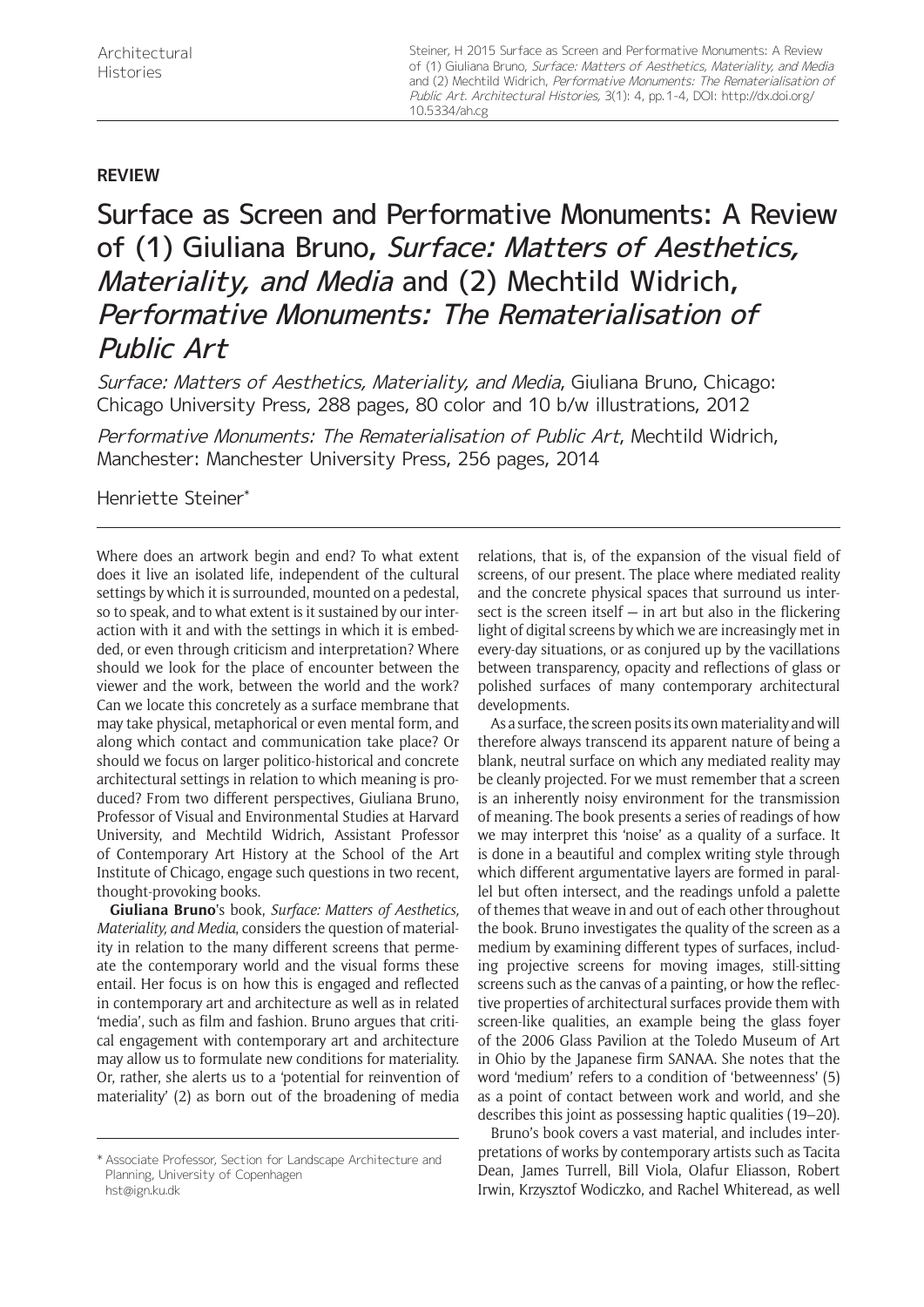**REVIEW**

# Surface as Screen and Performative Monuments: A Review of (1) Giuliana Bruno, *Surface: Matters of Aesthetics, Materiality, and Media* and (2) Mechtild Widrich, *Performative Monuments: The Rematerialisation of Public Art*

*Surface: Matters of Aesthetics, Materiality, and Media*, Giuliana Bruno, Chicago: Chicago University Press, 288 pages, 80 color and 10 b/w illustrations, 2012

*Performative Monuments: The Rematerialisation of Public Art*, Mechtild Widrich, Manchester: Manchester University Press, 256 pages, 2014

Henriette Steiner*

Where does an artwork begin and end? To what extent does it live an isolated life, independent of the cultural settings by which it is surrounded, mounted on a pedestal, so to speak, and to what extent is it sustained by our interaction with it and with the settings in which it is embedded, or even through criticism and interpretation? Where should we look for the place of encounter between the viewer and the work, between the world and the work? Can we locate this concretely as a surface membrane that may take physical, metaphorical or even mental form, and along which contact and communication take place? Or should we focus on larger politico-historical and concrete architectural settings in relation to which meaning is produced? From two different perspectives, Giuliana Bruno, Professor of Visual and Environmental Studies at Harvard University, and Mechtild Widrich, Assistant Professor of Contemporary Art History at the School of the Art Institute of Chicago, engage such questions in two recent, thought-provoking books.

**Giuliana Bruno**'s book, *Surface: Matters of Aesthetics, Materiality, and Media*, considers the question of materiality in relation to the many different screens that permeate the contemporary world and the visual forms these entail. Her focus is on how this is engaged and reflected in contemporary art and architecture as well as in related 'media', such as film and fashion. Bruno argues that critical engagement with contemporary art and architecture may allow us to formulate new conditions for materiality. Or, rather, she alerts us to a 'potential for reinvention of materiality' (2) as born out of the broadening of media relations, that is, of the expansion of the visual field of screens, of our present. The place where mediated reality and the concrete physical spaces that surround us intersect is the screen itself — in art but also in the flickering light of digital screens by which we are increasingly met in every-day situations, or as conjured up by the vacillations between transparency, opacity and reflections of glass or polished surfaces of many contemporary architectural developments.

As a surface, the screen posits its own materiality and will therefore always transcend its apparent nature of being a blank, neutral surface on which any mediated reality may be cleanly projected. For we must remember that a screen is an inherently noisy environment for the transmission of meaning. The book presents a series of readings of how we may interpret this 'noise' as a quality of a surface. It is done in a beautiful and complex writing style through which different argumentative layers are formed in parallel but often intersect, and the readings unfold a palette of themes that weave in and out of each other throughout the book. Bruno investigates the quality of the screen as a medium by examining different types of surfaces, including projective screens for moving images, still-sitting screens such as the canvas of a painting, or how the reflective properties of architectural surfaces provide them with screen-like qualities, an example being the glass foyer of the 2006 Glass Pavilion at the Toledo Museum of Art in Ohio by the Japanese firm SANAA. She notes that the word 'medium' refers to a condition of 'betweenness' (5) as a point of contact between work and world, and she describes this joint as possessing haptic qualities (19–20).

Bruno's book covers a vast material, and includes interpretations of works by contemporary artists such as Tacita Dean, James Turrell, Bill Viola, Olafur Eliasson, Robert Irwin, Krzysztof Wodiczko, and Rachel Whiteread, as well

---

\* Associate Professor, Section for Landscape Architecture and Planning, University of Copenhagen
hst@ign.ku.dk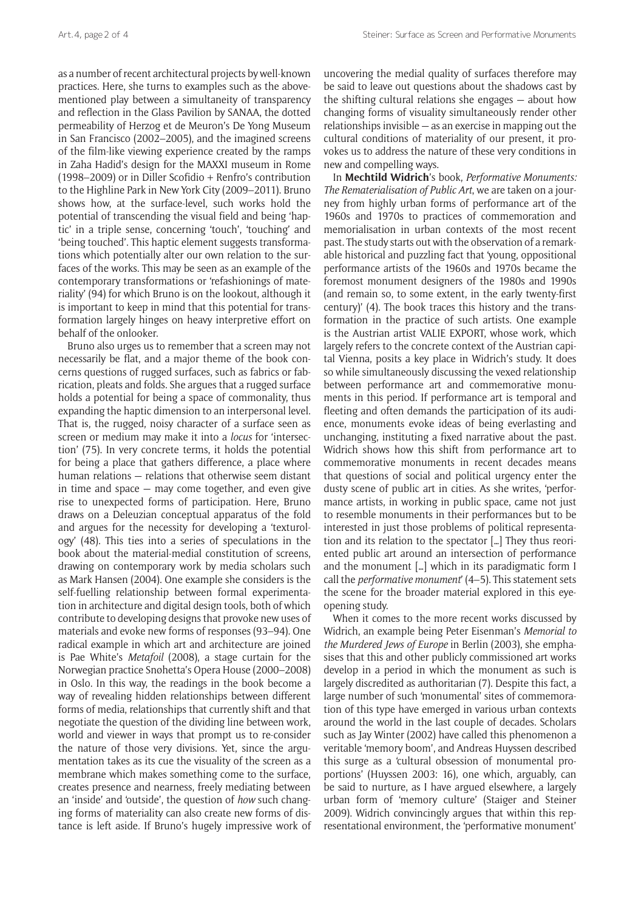as a number of recent architectural projects by well-known practices. Here, she turns to examples such as the above-mentioned play between a simultaneity of transparency and reflection in the Glass Pavilion by SANAA, the dotted permeability of Herzog et de Meuron's De Yong Museum in San Francisco (2002–2005), and the imagined screens of the film-like viewing experience created by the ramps in Zaha Hadid's design for the MAXXI museum in Rome (1998–2009) or in Diller Scofidio + Renfro's contribution to the Highline Park in New York City (2009–2011). Bruno shows how, at the surface-level, such works hold the potential of transcending the visual field and being 'haptic' in a triple sense, concerning 'touch', 'touching' and 'being touched'. This haptic element suggests transformations which potentially alter our own relation to the surfaces of the works. This may be seen as an example of the contemporary transformations or 'refashionings of materiality' (94) for which Bruno is on the lookout, although it is important to keep in mind that this potential for transformation largely hinges on heavy interpretive effort on behalf of the onlooker.

Bruno also urges us to remember that a screen may not necessarily be flat, and a major theme of the book concerns questions of rugged surfaces, such as fabrics or fabrication, pleats and folds. She argues that a rugged surface holds a potential for being a space of commonality, thus expanding the haptic dimension to an interpersonal level. That is, the rugged, noisy character of a surface seen as screen or medium may make it into a *locus* for 'intersection' (75). In very concrete terms, it holds the potential for being a place that gathers difference, a place where human relations — relations that otherwise seem distant in time and space — may come together, and even give rise to unexpected forms of participation. Here, Bruno draws on a Deleuzian conceptual apparatus of the fold and argues for the necessity for developing a 'texturology' (48). This ties into a series of speculations in the book about the material-medial constitution of screens, drawing on contemporary work by media scholars such as Mark Hansen (2004). One example she considers is the self-fuelling relationship between formal experimentation in architecture and digital design tools, both of which contribute to developing designs that provoke new uses of materials and evoke new forms of responses (93–94). One radical example in which art and architecture are joined is Pae White's *Metafoil* (2008), a stage curtain for the Norwegian practice Snøhetta's Opera House (2000–2008) in Oslo. In this way, the readings in the book become a way of revealing hidden relationships between different forms of media, relationships that currently shift and that negotiate the question of the dividing line between work, world and viewer in ways that prompt us to re-consider the nature of those very divisions. Yet, since the argumentation takes as its cue the visuality of the screen as a membrane which makes something come to the surface, creates presence and nearness, freely mediating between an 'inside' and 'outside', the question of *how* such changing forms of materiality can also create new forms of distance is left aside. If Bruno's hugely impressive work of uncovering the medial quality of surfaces therefore may be said to leave out questions about the shadows cast by the shifting cultural relations she engages — about how changing forms of visuality simultaneously render other relationships invisible — as an exercise in mapping out the cultural conditions of materiality of our present, it provokes us to address the nature of these very conditions in new and compelling ways.

In **Mechtild Widrich**'s book, *Performative Monuments: The Rematerialisation of Public Art*, we are taken on a journey from highly urban forms of performance art of the 1960s and 1970s to practices of commemoration and memorialisation in urban contexts of the most recent past. The study starts out with the observation of a remarkable historical and puzzling fact that 'young, oppositional performance artists of the 1960s and 1970s became the foremost monument designers of the 1980s and 1990s (and remain so, to some extent, in the early twenty-first century)' (4). The book traces this history and the transformation in the practice of such artists. One example is the Austrian artist VALIE EXPORT, whose work, which largely refers to the concrete context of the Austrian capital Vienna, posits a key place in Widrich's study. It does so while simultaneously discussing the vexed relationship between performance art and commemorative monuments in this period. If performance art is temporal and fleeting and often demands the participation of its audience, monuments evoke ideas of being everlasting and unchanging, instituting a fixed narrative about the past. Widrich shows how this shift from performance art to commemorative monuments in recent decades means that questions of social and political urgency enter the dusty scene of public art in cities. As she writes, 'performance artists, in working in public space, came not just to resemble monuments in their performances but to be interested in just those problems of political representation and its relation to the spectator […] They thus reoriented public art around an intersection of performance and the monument […] which in its paradigmatic form I call the *performative monument*' (4–5). This statement sets the scene for the broader material explored in this eye-opening study.

When it comes to the more recent works discussed by Widrich, an example being Peter Eisenman's *Memorial to the Murdered Jews of Europe* in Berlin (2003), she emphasises that this and other publicly commissioned art works develop in a period in which the monument as such is largely discredited as authoritarian (7). Despite this fact, a large number of such 'monumental' sites of commemoration of this type have emerged in various urban contexts around the world in the last couple of decades. Scholars such as Jay Winter (2002) have called this phenomenon a veritable 'memory boom', and Andreas Huyssen described this surge as a 'cultural obsession of monumental proportions' (Huyssen 2003: 16), one which, arguably, can be said to nurture, as I have argued elsewhere, a largely urban form of 'memory culture' (Staiger and Steiner 2009). Widrich convincingly argues that within this representational environment, the 'performative monument'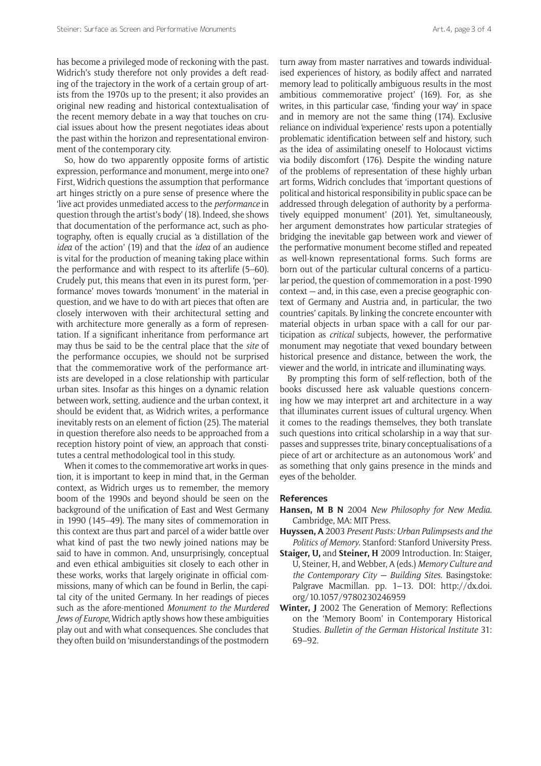has become a privileged mode of reckoning with the past. Widrich's study therefore not only provides a deft reading of the trajectory in the work of a certain group of artists from the 1970s up to the present; it also provides an original new reading and historical contextualisation of the recent memory debate in a way that touches on crucial issues about how the present negotiates ideas about the past within the horizon and representational environment of the contemporary city.

So, how do two apparently opposite forms of artistic expression, performance and monument, merge into one? First, Widrich questions the assumption that performance art hinges strictly on a pure sense of presence where the 'live act provides unmediated access to the *performance* in question through the artist's body' (18). Indeed, she shows that documentation of the performance act, such as photography, often is equally crucial as 'a distillation of the *idea* of the action' (19) and that the *idea* of an audience is vital for the production of meaning taking place within the performance and with respect to its afterlife (5–60). Crudely put, this means that even in its purest form, 'performance' moves towards 'monument' in the material in question, and we have to do with art pieces that often are closely interwoven with their architectural setting and with architecture more generally as a form of representation. If a significant inheritance from performance art may thus be said to be the central place that the *site* of the performance occupies, we should not be surprised that the commemorative work of the performance artists are developed in a close relationship with particular urban sites. Insofar as this hinges on a dynamic relation between work, setting, audience and the urban context, it should be evident that, as Widrich writes, a performance inevitably rests on an element of fiction (25). The material in question therefore also needs to be approached from a reception history point of view, an approach that constitutes a central methodological tool in this study.

When it comes to the commemorative art works in question, it is important to keep in mind that, in the German context, as Widrich urges us to remember, the memory boom of the 1990s and beyond should be seen on the background of the unification of East and West Germany in 1990 (145–49). The many sites of commemoration in this context are thus part and parcel of a wider battle over what kind of past the two newly joined nations may be said to have in common. And, unsurprisingly, conceptual and even ethical ambiguities sit closely to each other in these works, works that largely originate in official commissions, many of which can be found in Berlin, the capital city of the united Germany. In her readings of pieces such as the afore-mentioned *Monument to the Murdered Jews of Europe*, Widrich aptly shows how these ambiguities play out and with what consequences. She concludes that they often build on 'misunderstandings of the postmodern turn away from master narratives and towards individualised experiences of history, as bodily affect and narrated memory lead to politically ambiguous results in the most ambitious commemorative project' (169). For, as she writes, in this particular case, 'finding your way' in space and in memory are not the same thing (174). Exclusive reliance on individual 'experience' rests upon a potentially problematic identification between self and history, such as the idea of assimilating oneself to Holocaust victims via bodily discomfort (176). Despite the winding nature of the problems of representation of these highly urban art forms, Widrich concludes that 'important questions of political and historical responsibility in public space can be addressed through delegation of authority by a performatively equipped monument' (201). Yet, simultaneously, her argument demonstrates how particular strategies of bridging the inevitable gap between work and viewer of the performative monument become stifled and repeated as well-known representational forms. Such forms are born out of the particular cultural concerns of a particular period, the question of commemoration in a post-1990 context — and, in this case, even a precise geographic context of Germany and Austria and, in particular, the two countries' capitals. By linking the concrete encounter with material objects in urban space with a call for our participation as *critical* subjects, however, the performative monument may negotiate that vexed boundary between historical presence and distance, between the work, the viewer and the world, in intricate and illuminating ways.

By prompting this form of self-reflection, both of the books discussed here ask valuable questions concerning how we may interpret art and architecture in a way that illuminates current issues of cultural urgency. When it comes to the readings themselves, they both translate such questions into critical scholarship in a way that surpasses and suppresses trite, binary conceptualisations of a piece of art or architecture as an autonomous 'work' and as something that only gains presence in the minds and eyes of the beholder.

## References

**Hansen, M B N** 2004 *New Philosophy for New Media*. Cambridge, MA: MIT Press.

**Huyssen, A** 2003 *Present Pasts: Urban Palimpsests and the Politics of Memory*. Stanford: Stanford University Press.

**Staiger, U,** and **Steiner, H** 2009 Introduction. In: Staiger, U, Steiner, H, and Webber, A (eds.) *Memory Culture and the Contemporary City — Building Sites*. Basingstoke: Palgrave Macmillan. pp. 1–13. DOI: http://dx.doi.org/10.1057/9780230246959

**Winter, J** 2002 The Generation of Memory: Reflections on the 'Memory Boom' in Contemporary Historical Studies. *Bulletin of the German Historical Institute* 31: 69–92.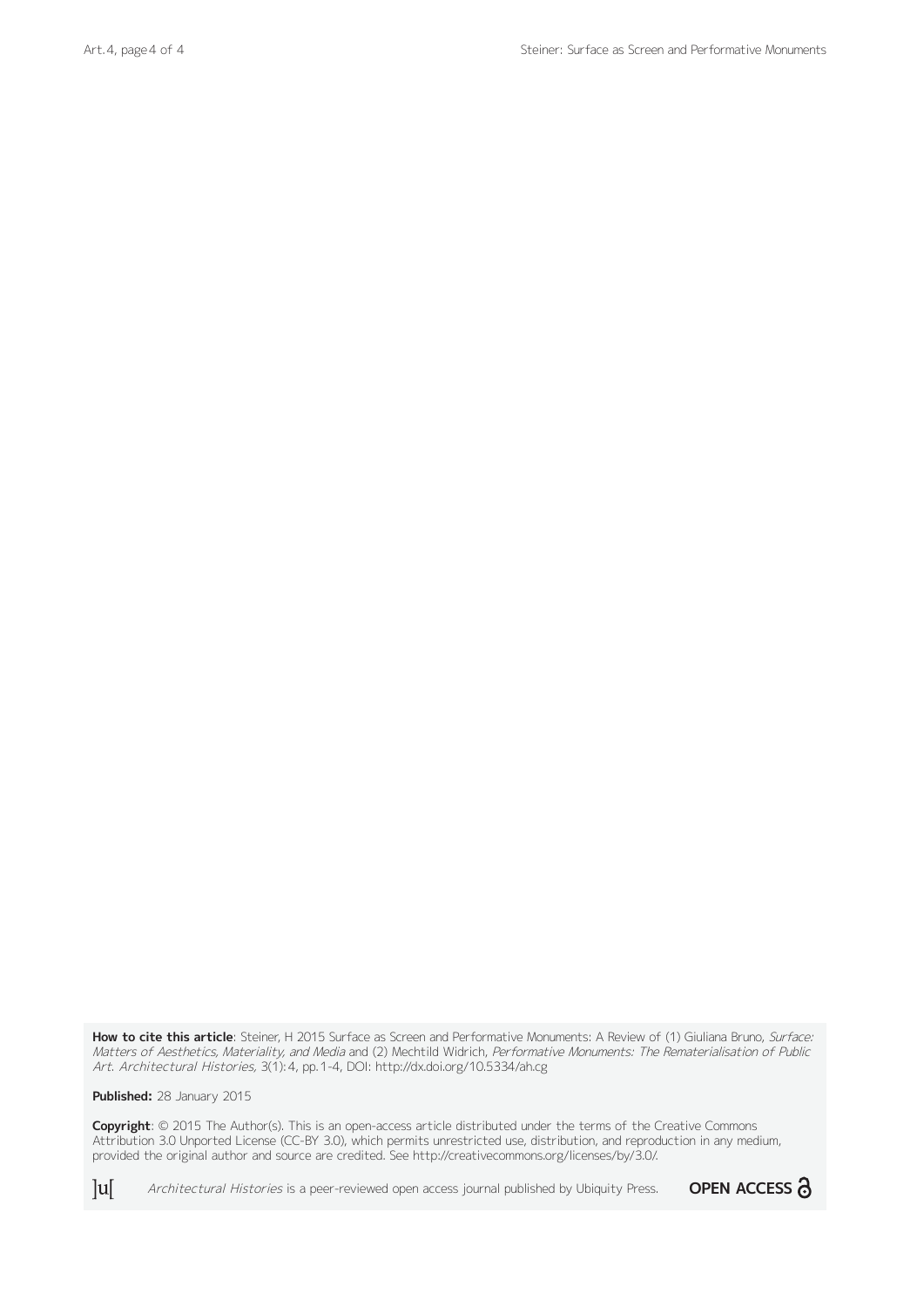**How to cite this article**: Steiner, H 2015 Surface as Screen and Performative Monuments: A Review of (1) Giuliana Bruno, *Surface: Matters of Aesthetics, Materiality, and Media* and (2) Mechtild Widrich, *Performative Monuments: The Rematerialisation of Public Art*. *Architectural Histories,* 3(1): 4, pp. 1-4, DOI: http://dx.doi.org/10.5334/ah.cg

**Published:** 28 January 2015

**Copyright**: © 2015 The Author(s). This is an open-access article distributed under the terms of the Creative Commons Attribution 3.0 Unported License (CC-BY 3.0), which permits unrestricted use, distribution, and reproduction in any medium, provided the original author and source are credited. See http://creativecommons.org/licenses/by/3.0/.

]u[ *Architectural Histories* is a peer-reviewed open access journal published by Ubiquity Press. **OPEN ACCESS**